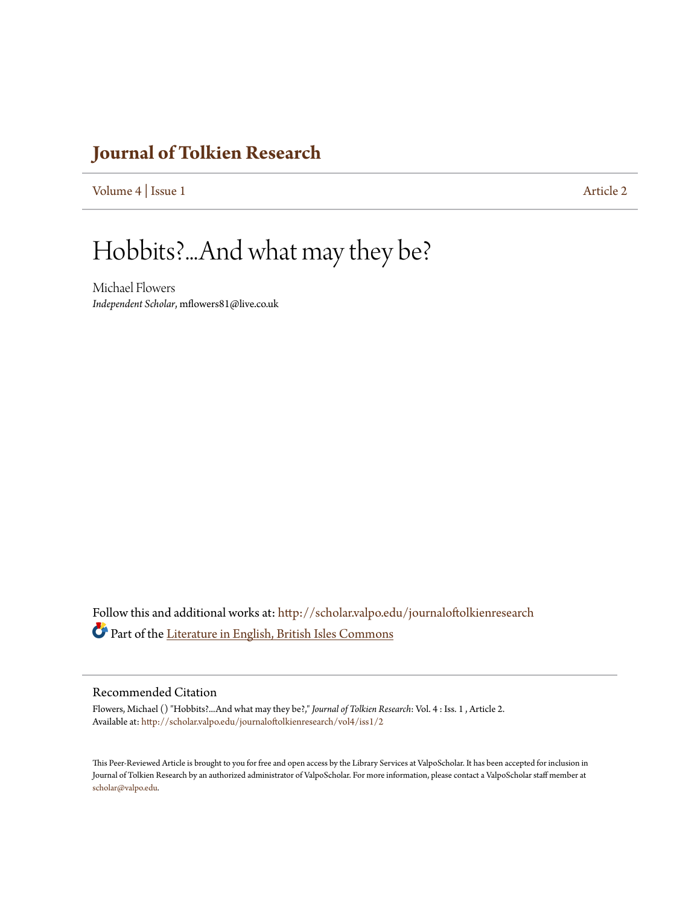# Journal of Tolkien Research

Volume 4 | Issue 1 Article 2

# Hobbits?...And what may they be?

Michael Flowers
*Independent Scholar*, mflowers81@live.co.uk

Follow this and additional works at: http://scholar.valpo.edu/journaloftolkienresearch

Part of the Literature in English, British Isles Commons

## Recommended Citation

Flowers, Michael () "Hobbits?...And what may they be?," *Journal of Tolkien Research*: Vol. 4 : Iss. 1 , Article 2.
Available at: http://scholar.valpo.edu/journaloftolkienresearch/vol4/iss1/2

This Peer-Reviewed Article is brought to you for free and open access by the Library Services at ValpoScholar. It has been accepted for inclusion in Journal of Tolkien Research by an authorized administrator of ValpoScholar. For more information, please contact a ValpoScholar staff member at scholar@valpo.edu.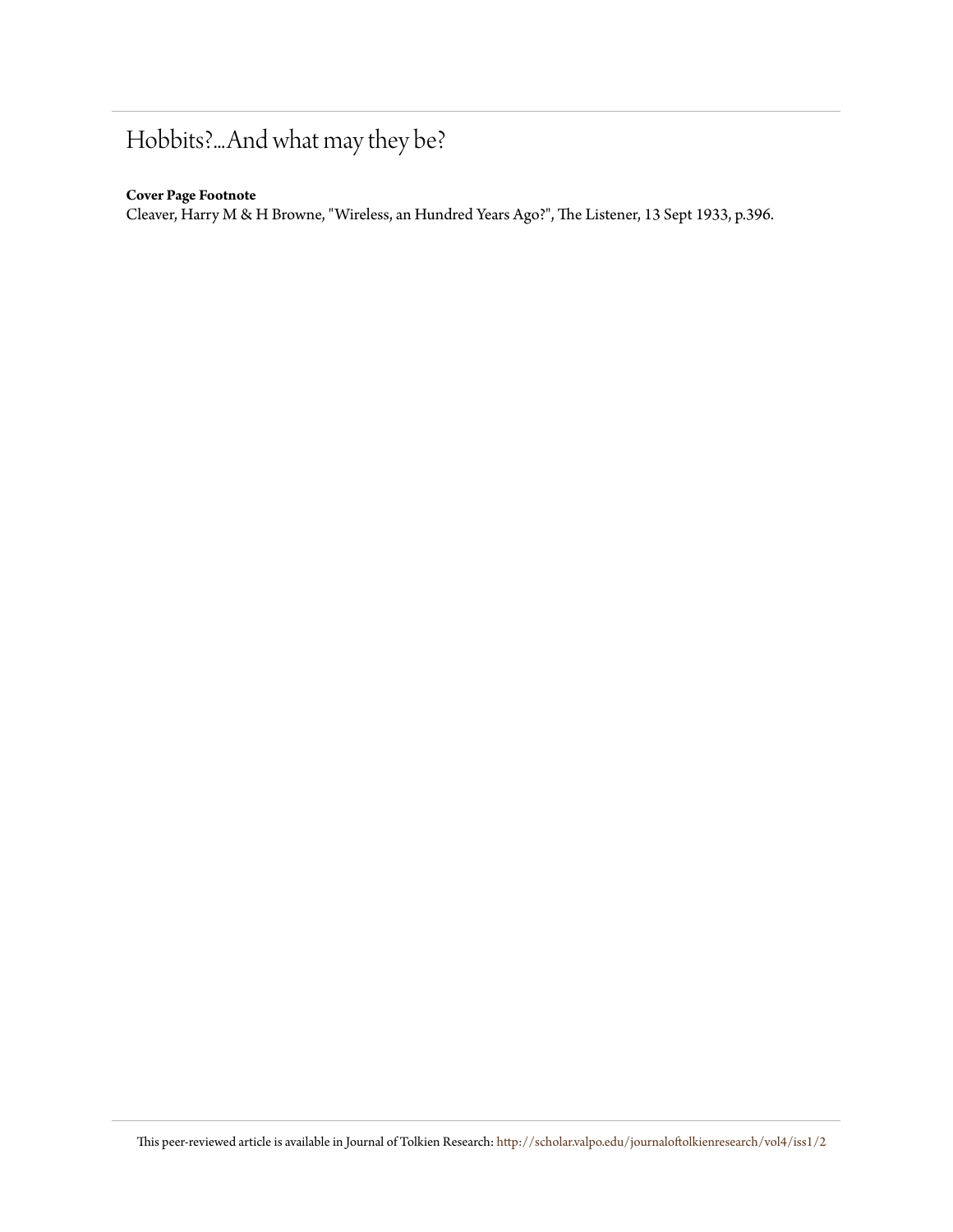# Hobbits?...And what may they be?

**Cover Page Footnote**

Cleaver, Harry M & H Browne, "Wireless, an Hundred Years Ago?", The Listener, 13 Sept 1933, p.396.

This peer-reviewed article is available in Journal of Tolkien Research: http://scholar.valpo.edu/journaloftolkienresearch/vol4/iss1/2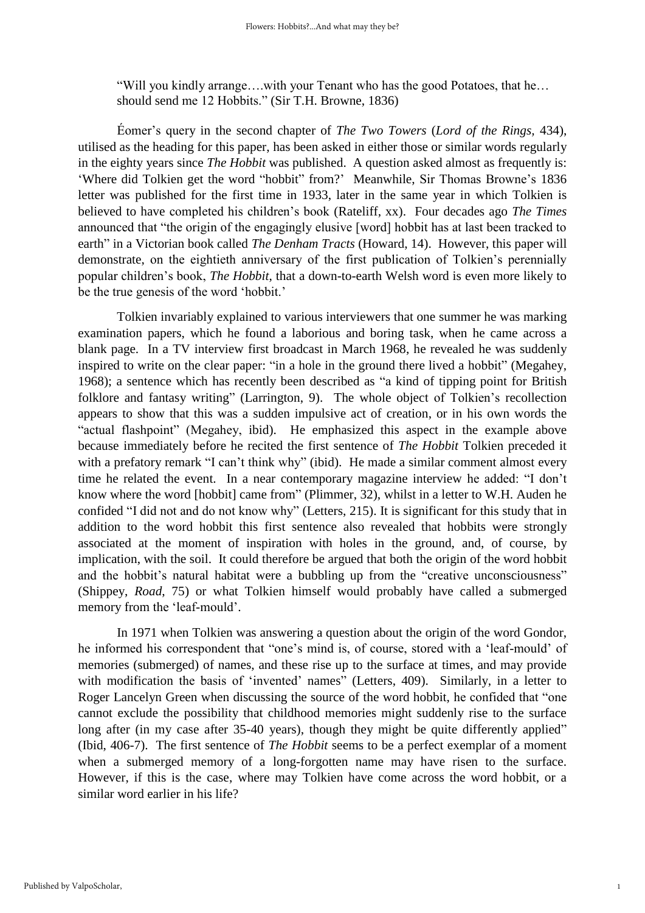> "Will you kindly arrange….with your Tenant who has the good Potatoes, that he… should send me 12 Hobbits." (Sir T.H. Browne, 1836)

Éomer's query in the second chapter of *The Two Towers* (*Lord of the Rings*, 434), utilised as the heading for this paper, has been asked in either those or similar words regularly in the eighty years since *The Hobbit* was published. A question asked almost as frequently is: 'Where did Tolkien get the word "hobbit" from?' Meanwhile, Sir Thomas Browne's 1836 letter was published for the first time in 1933, later in the same year in which Tolkien is believed to have completed his children's book (Rateliff, xx). Four decades ago *The Times* announced that "the origin of the engagingly elusive [word] hobbit has at last been tracked to earth" in a Victorian book called *The Denham Tracts* (Howard, 14). However, this paper will demonstrate, on the eightieth anniversary of the first publication of Tolkien's perennially popular children's book, *The Hobbit*, that a down-to-earth Welsh word is even more likely to be the true genesis of the word 'hobbit.'

Tolkien invariably explained to various interviewers that one summer he was marking examination papers, which he found a laborious and boring task, when he came across a blank page. In a TV interview first broadcast in March 1968, he revealed he was suddenly inspired to write on the clear paper: "in a hole in the ground there lived a hobbit" (Megahey, 1968); a sentence which has recently been described as "a kind of tipping point for British folklore and fantasy writing" (Larrington, 9). The whole object of Tolkien's recollection appears to show that this was a sudden impulsive act of creation, or in his own words the "actual flashpoint" (Megahey, ibid). He emphasized this aspect in the example above because immediately before he recited the first sentence of *The Hobbit* Tolkien preceded it with a prefatory remark "I can't think why" (ibid). He made a similar comment almost every time he related the event. In a near contemporary magazine interview he added: "I don't know where the word [hobbit] came from" (Plimmer, 32), whilst in a letter to W.H. Auden he confided "I did not and do not know why" (Letters, 215). It is significant for this study that in addition to the word hobbit this first sentence also revealed that hobbits were strongly associated at the moment of inspiration with holes in the ground, and, of course, by implication, with the soil. It could therefore be argued that both the origin of the word hobbit and the hobbit's natural habitat were a bubbling up from the "creative unconsciousness" (Shippey, *Road*, 75) or what Tolkien himself would probably have called a submerged memory from the 'leaf-mould'.

In 1971 when Tolkien was answering a question about the origin of the word Gondor, he informed his correspondent that "one's mind is, of course, stored with a 'leaf-mould' of memories (submerged) of names, and these rise up to the surface at times, and may provide with modification the basis of 'invented' names" (Letters, 409). Similarly, in a letter to Roger Lancelyn Green when discussing the source of the word hobbit, he confided that "one cannot exclude the possibility that childhood memories might suddenly rise to the surface long after (in my case after 35-40 years), though they might be quite differently applied" (Ibid, 406-7). The first sentence of *The Hobbit* seems to be a perfect exemplar of a moment when a submerged memory of a long-forgotten name may have risen to the surface. However, if this is the case, where may Tolkien have come across the word hobbit, or a similar word earlier in his life?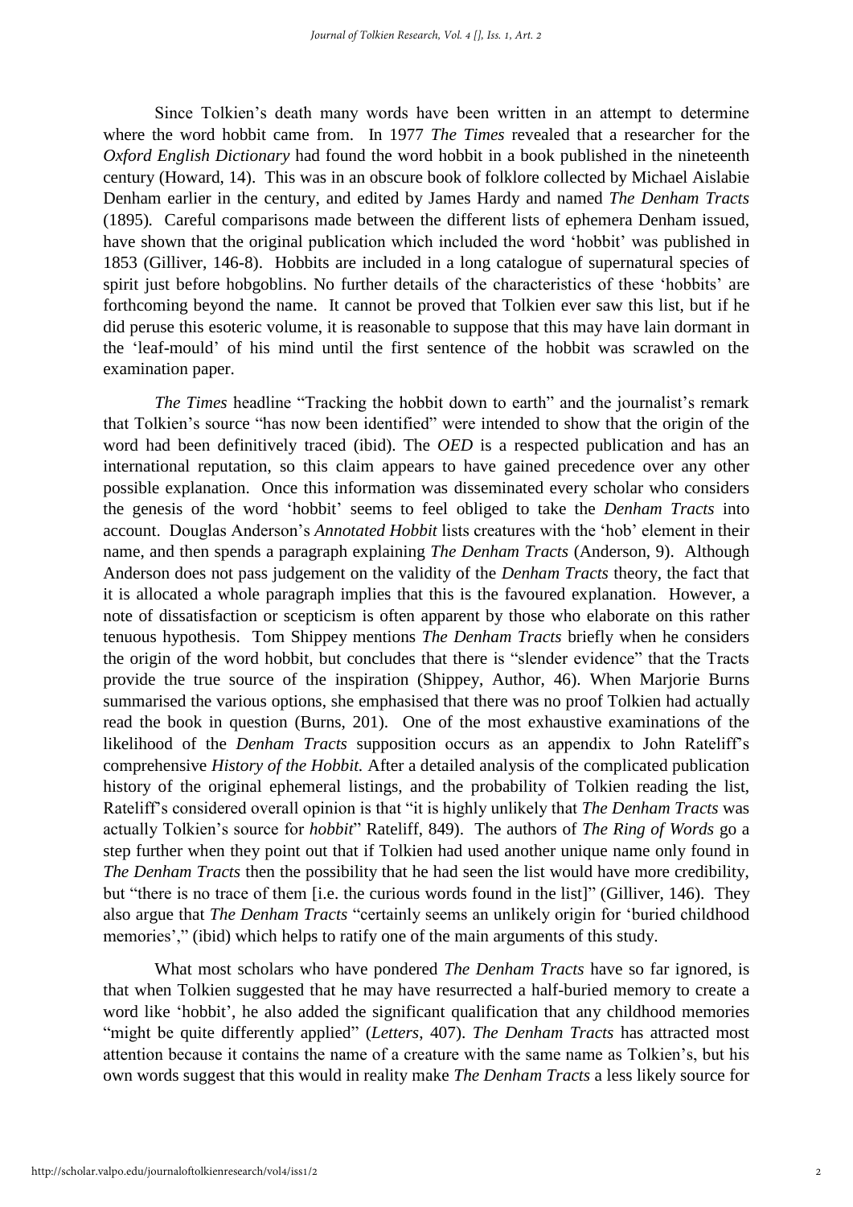Since Tolkien's death many words have been written in an attempt to determine where the word hobbit came from. In 1977 *The Times* revealed that a researcher for the *Oxford English Dictionary* had found the word hobbit in a book published in the nineteenth century (Howard, 14). This was in an obscure book of folklore collected by Michael Aislabie Denham earlier in the century, and edited by James Hardy and named *The Denham Tracts* (1895). Careful comparisons made between the different lists of ephemera Denham issued, have shown that the original publication which included the word 'hobbit' was published in 1853 (Gilliver, 146-8). Hobbits are included in a long catalogue of supernatural species of spirit just before hobgoblins. No further details of the characteristics of these 'hobbits' are forthcoming beyond the name. It cannot be proved that Tolkien ever saw this list, but if he did peruse this esoteric volume, it is reasonable to suppose that this may have lain dormant in the 'leaf-mould' of his mind until the first sentence of the hobbit was scrawled on the examination paper.

*The Times* headline "Tracking the hobbit down to earth" and the journalist's remark that Tolkien's source "has now been identified" were intended to show that the origin of the word had been definitively traced (ibid). The *OED* is a respected publication and has an international reputation, so this claim appears to have gained precedence over any other possible explanation. Once this information was disseminated every scholar who considers the genesis of the word 'hobbit' seems to feel obliged to take the *Denham Tracts* into account. Douglas Anderson's *Annotated Hobbit* lists creatures with the 'hob' element in their name, and then spends a paragraph explaining *The Denham Tracts* (Anderson, 9). Although Anderson does not pass judgement on the validity of the *Denham Tracts* theory, the fact that it is allocated a whole paragraph implies that this is the favoured explanation. However, a note of dissatisfaction or scepticism is often apparent by those who elaborate on this rather tenuous hypothesis. Tom Shippey mentions *The Denham Tracts* briefly when he considers the origin of the word hobbit, but concludes that there is "slender evidence" that the Tracts provide the true source of the inspiration (Shippey, Author, 46). When Marjorie Burns summarised the various options, she emphasised that there was no proof Tolkien had actually read the book in question (Burns, 201). One of the most exhaustive examinations of the likelihood of the *Denham Tracts* supposition occurs as an appendix to John Rateliff's comprehensive *History of the Hobbit.* After a detailed analysis of the complicated publication history of the original ephemeral listings, and the probability of Tolkien reading the list, Rateliff's considered overall opinion is that "it is highly unlikely that *The Denham Tracts* was actually Tolkien's source for *hobbit*" Rateliff, 849). The authors of *The Ring of Words* go a step further when they point out that if Tolkien had used another unique name only found in *The Denham Tracts* then the possibility that he had seen the list would have more credibility, but "there is no trace of them [i.e. the curious words found in the list]" (Gilliver, 146). They also argue that *The Denham Tracts* "certainly seems an unlikely origin for 'buried childhood memories'," (ibid) which helps to ratify one of the main arguments of this study.

What most scholars who have pondered *The Denham Tracts* have so far ignored, is that when Tolkien suggested that he may have resurrected a half-buried memory to create a word like 'hobbit', he also added the significant qualification that any childhood memories "might be quite differently applied" (*Letters*, 407). *The Denham Tracts* has attracted most attention because it contains the name of a creature with the same name as Tolkien's, but his own words suggest that this would in reality make *The Denham Tracts* a less likely source for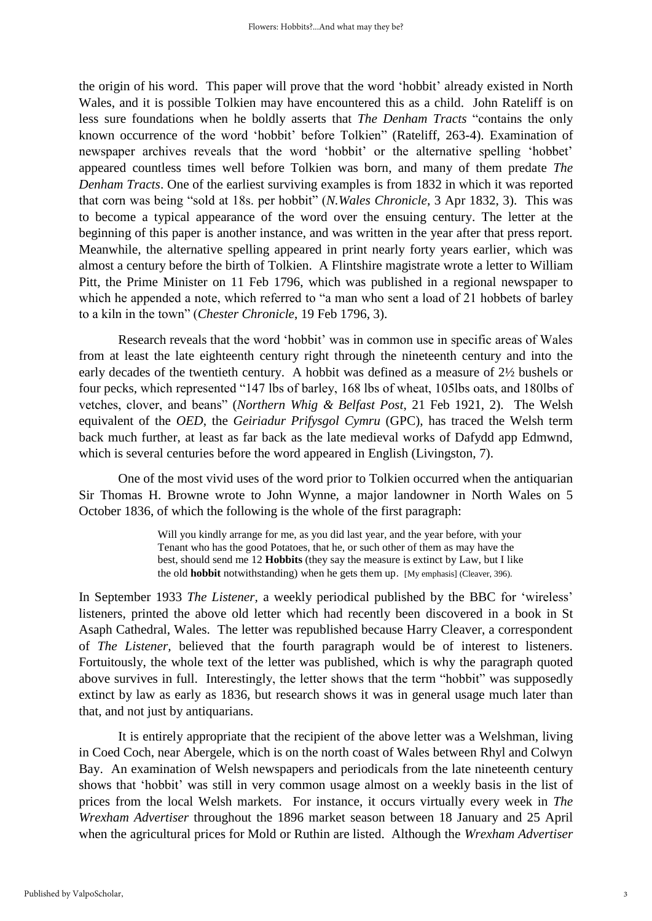the origin of his word. This paper will prove that the word 'hobbit' already existed in North Wales, and it is possible Tolkien may have encountered this as a child. John Rateliff is on less sure foundations when he boldly asserts that *The Denham Tracts* "contains the only known occurrence of the word 'hobbit' before Tolkien" (Rateliff, 263-4). Examination of newspaper archives reveals that the word 'hobbit' or the alternative spelling 'hobbet' appeared countless times well before Tolkien was born, and many of them predate *The Denham Tracts*. One of the earliest surviving examples is from 1832 in which it was reported that corn was being "sold at 18s. per hobbit" (*N.Wales Chronicle*, 3 Apr 1832, 3). This was to become a typical appearance of the word over the ensuing century. The letter at the beginning of this paper is another instance, and was written in the year after that press report. Meanwhile, the alternative spelling appeared in print nearly forty years earlier, which was almost a century before the birth of Tolkien. A Flintshire magistrate wrote a letter to William Pitt, the Prime Minister on 11 Feb 1796, which was published in a regional newspaper to which he appended a note, which referred to "a man who sent a load of 21 hobbets of barley to a kiln in the town" (*Chester Chronicle*, 19 Feb 1796, 3).

Research reveals that the word 'hobbit' was in common use in specific areas of Wales from at least the late eighteenth century right through the nineteenth century and into the early decades of the twentieth century. A hobbit was defined as a measure of 2½ bushels or four pecks, which represented "147 lbs of barley, 168 lbs of wheat, 105lbs oats, and 180lbs of vetches, clover, and beans" (*Northern Whig & Belfast Post*, 21 Feb 1921, 2). The Welsh equivalent of the *OED*, the *Geiriadur Prifysgol Cymru* (GPC), has traced the Welsh term back much further, at least as far back as the late medieval works of Dafydd app Edmwnd, which is several centuries before the word appeared in English (Livingston, 7).

One of the most vivid uses of the word prior to Tolkien occurred when the antiquarian Sir Thomas H. Browne wrote to John Wynne, a major landowner in North Wales on 5 October 1836, of which the following is the whole of the first paragraph:

> Will you kindly arrange for me, as you did last year, and the year before, with your Tenant who has the good Potatoes, that he, or such other of them as may have the best, should send me 12 **Hobbits** (they say the measure is extinct by Law, but I like the old **hobbit** notwithstanding) when he gets them up. [My emphasis] (Cleaver, 396).

In September 1933 *The Listener*, a weekly periodical published by the BBC for 'wireless' listeners, printed the above old letter which had recently been discovered in a book in St Asaph Cathedral, Wales. The letter was republished because Harry Cleaver, a correspondent of *The Listener*, believed that the fourth paragraph would be of interest to listeners. Fortuitously, the whole text of the letter was published, which is why the paragraph quoted above survives in full. Interestingly, the letter shows that the term "hobbit" was supposedly extinct by law as early as 1836, but research shows it was in general usage much later than that, and not just by antiquarians.

It is entirely appropriate that the recipient of the above letter was a Welshman, living in Coed Coch, near Abergele, which is on the north coast of Wales between Rhyl and Colwyn Bay. An examination of Welsh newspapers and periodicals from the late nineteenth century shows that 'hobbit' was still in very common usage almost on a weekly basis in the list of prices from the local Welsh markets. For instance, it occurs virtually every week in *The Wrexham Advertiser* throughout the 1896 market season between 18 January and 25 April when the agricultural prices for Mold or Ruthin are listed. Although the *Wrexham Advertiser*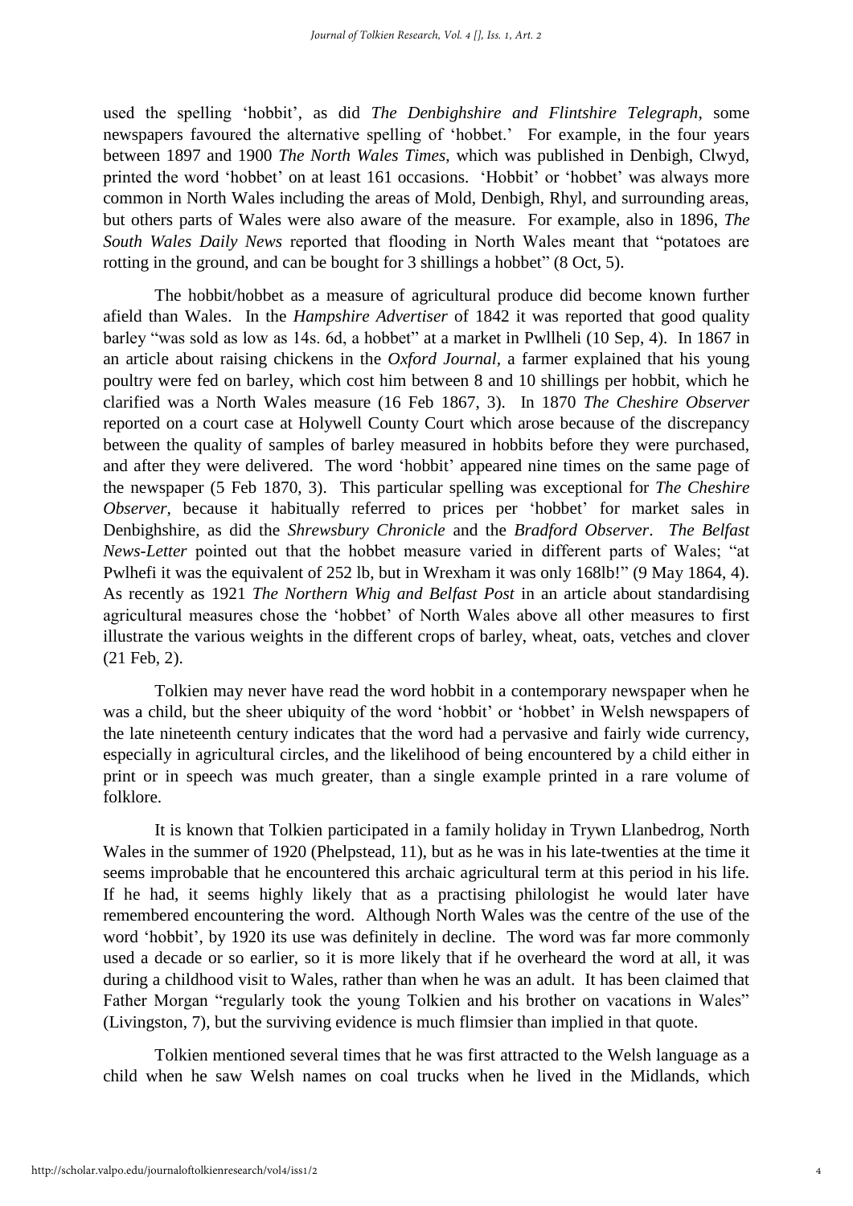used the spelling 'hobbit', as did *The Denbighshire and Flintshire Telegraph*, some newspapers favoured the alternative spelling of 'hobbet.' For example, in the four years between 1897 and 1900 *The North Wales Times*, which was published in Denbigh, Clwyd, printed the word 'hobbet' on at least 161 occasions. 'Hobbit' or 'hobbet' was always more common in North Wales including the areas of Mold, Denbigh, Rhyl, and surrounding areas, but others parts of Wales were also aware of the measure. For example, also in 1896, *The South Wales Daily News* reported that flooding in North Wales meant that "potatoes are rotting in the ground, and can be bought for 3 shillings a hobbet" (8 Oct, 5).

The hobbit/hobbet as a measure of agricultural produce did become known further afield than Wales. In the *Hampshire Advertiser* of 1842 it was reported that good quality barley "was sold as low as 14s. 6d, a hobbet" at a market in Pwllheli (10 Sep, 4). In 1867 in an article about raising chickens in the *Oxford Journal*, a farmer explained that his young poultry were fed on barley, which cost him between 8 and 10 shillings per hobbit, which he clarified was a North Wales measure (16 Feb 1867, 3). In 1870 *The Cheshire Observer* reported on a court case at Holywell County Court which arose because of the discrepancy between the quality of samples of barley measured in hobbits before they were purchased, and after they were delivered. The word 'hobbit' appeared nine times on the same page of the newspaper (5 Feb 1870, 3). This particular spelling was exceptional for *The Cheshire Observer*, because it habitually referred to prices per 'hobbet' for market sales in Denbighshire, as did the *Shrewsbury Chronicle* and the *Bradford Observer*. *The Belfast News-Letter* pointed out that the hobbet measure varied in different parts of Wales; "at Pwlhefi it was the equivalent of 252 lb, but in Wrexham it was only 168lb!" (9 May 1864, 4). As recently as 1921 *The Northern Whig and Belfast Post* in an article about standardising agricultural measures chose the 'hobbet' of North Wales above all other measures to first illustrate the various weights in the different crops of barley, wheat, oats, vetches and clover (21 Feb, 2).

Tolkien may never have read the word hobbit in a contemporary newspaper when he was a child, but the sheer ubiquity of the word 'hobbit' or 'hobbet' in Welsh newspapers of the late nineteenth century indicates that the word had a pervasive and fairly wide currency, especially in agricultural circles, and the likelihood of being encountered by a child either in print or in speech was much greater, than a single example printed in a rare volume of folklore.

It is known that Tolkien participated in a family holiday in Trywn Llanbedrog, North Wales in the summer of 1920 (Phelpstead, 11), but as he was in his late-twenties at the time it seems improbable that he encountered this archaic agricultural term at this period in his life. If he had, it seems highly likely that as a practising philologist he would later have remembered encountering the word. Although North Wales was the centre of the use of the word 'hobbit', by 1920 its use was definitely in decline. The word was far more commonly used a decade or so earlier, so it is more likely that if he overheard the word at all, it was during a childhood visit to Wales, rather than when he was an adult. It has been claimed that Father Morgan "regularly took the young Tolkien and his brother on vacations in Wales" (Livingston, 7), but the surviving evidence is much flimsier than implied in that quote.

Tolkien mentioned several times that he was first attracted to the Welsh language as a child when he saw Welsh names on coal trucks when he lived in the Midlands, which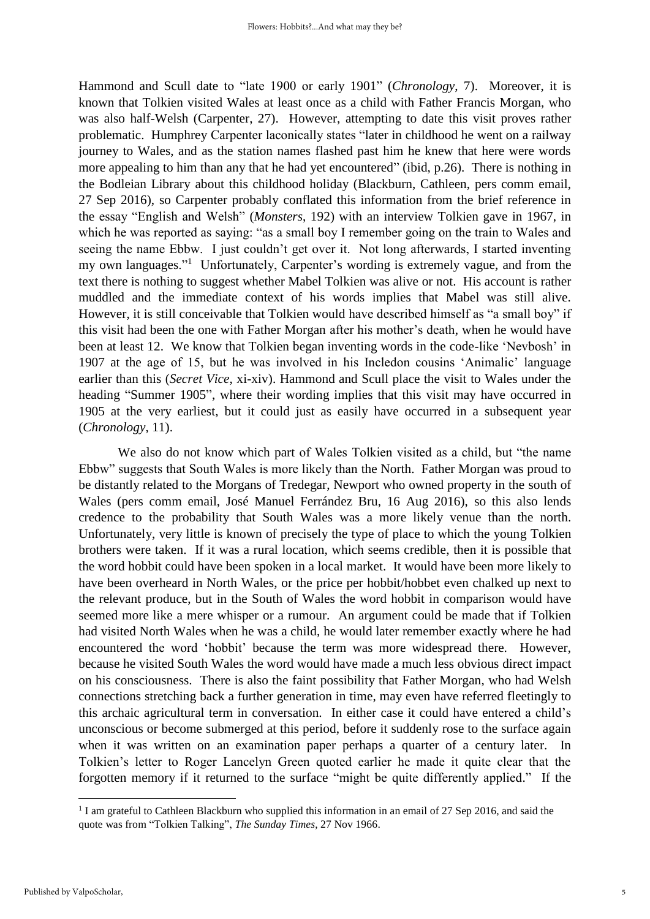Hammond and Scull date to "late 1900 or early 1901" (*Chronology*, 7). Moreover, it is known that Tolkien visited Wales at least once as a child with Father Francis Morgan, who was also half-Welsh (Carpenter, 27). However, attempting to date this visit proves rather problematic. Humphrey Carpenter laconically states "later in childhood he went on a railway journey to Wales, and as the station names flashed past him he knew that here were words more appealing to him than any that he had yet encountered" (ibid, p.26). There is nothing in the Bodleian Library about this childhood holiday (Blackburn, Cathleen, pers comm email, 27 Sep 2016), so Carpenter probably conflated this information from the brief reference in the essay "English and Welsh" (*Monsters*, 192) with an interview Tolkien gave in 1967, in which he was reported as saying: "as a small boy I remember going on the train to Wales and seeing the name Ebbw. I just couldn't get over it. Not long afterwards, I started inventing my own languages."[1] Unfortunately, Carpenter's wording is extremely vague, and from the text there is nothing to suggest whether Mabel Tolkien was alive or not. His account is rather muddled and the immediate context of his words implies that Mabel was still alive. However, it is still conceivable that Tolkien would have described himself as "a small boy" if this visit had been the one with Father Morgan after his mother's death, when he would have been at least 12. We know that Tolkien began inventing words in the code-like 'Nevbosh' in 1907 at the age of 15, but he was involved in his Incledon cousins 'Animalic' language earlier than this (*Secret Vice*, xi-xiv). Hammond and Scull place the visit to Wales under the heading "Summer 1905", where their wording implies that this visit may have occurred in 1905 at the very earliest, but it could just as easily have occurred in a subsequent year (*Chronology*, 11).

We also do not know which part of Wales Tolkien visited as a child, but "the name Ebbw" suggests that South Wales is more likely than the North. Father Morgan was proud to be distantly related to the Morgans of Tredegar, Newport who owned property in the south of Wales (pers comm email, José Manuel Ferrández Bru, 16 Aug 2016), so this also lends credence to the probability that South Wales was a more likely venue than the north. Unfortunately, very little is known of precisely the type of place to which the young Tolkien brothers were taken. If it was a rural location, which seems credible, then it is possible that the word hobbit could have been spoken in a local market. It would have been more likely to have been overheard in North Wales, or the price per hobbit/hobbet even chalked up next to the relevant produce, but in the South of Wales the word hobbit in comparison would have seemed more like a mere whisper or a rumour. An argument could be made that if Tolkien had visited North Wales when he was a child, he would later remember exactly where he had encountered the word 'hobbit' because the term was more widespread there. However, because he visited South Wales the word would have made a much less obvious direct impact on his consciousness. There is also the faint possibility that Father Morgan, who had Welsh connections stretching back a further generation in time, may even have referred fleetingly to this archaic agricultural term in conversation. In either case it could have entered a child's unconscious or become submerged at this period, before it suddenly rose to the surface again when it was written on an examination paper perhaps a quarter of a century later. In Tolkien's letter to Roger Lancelyn Green quoted earlier he made it quite clear that the forgotten memory if it returned to the surface "might be quite differently applied." If the

[1] I am grateful to Cathleen Blackburn who supplied this information in an email of 27 Sep 2016, and said the quote was from "Tolkien Talking", *The Sunday Times*, 27 Nov 1966.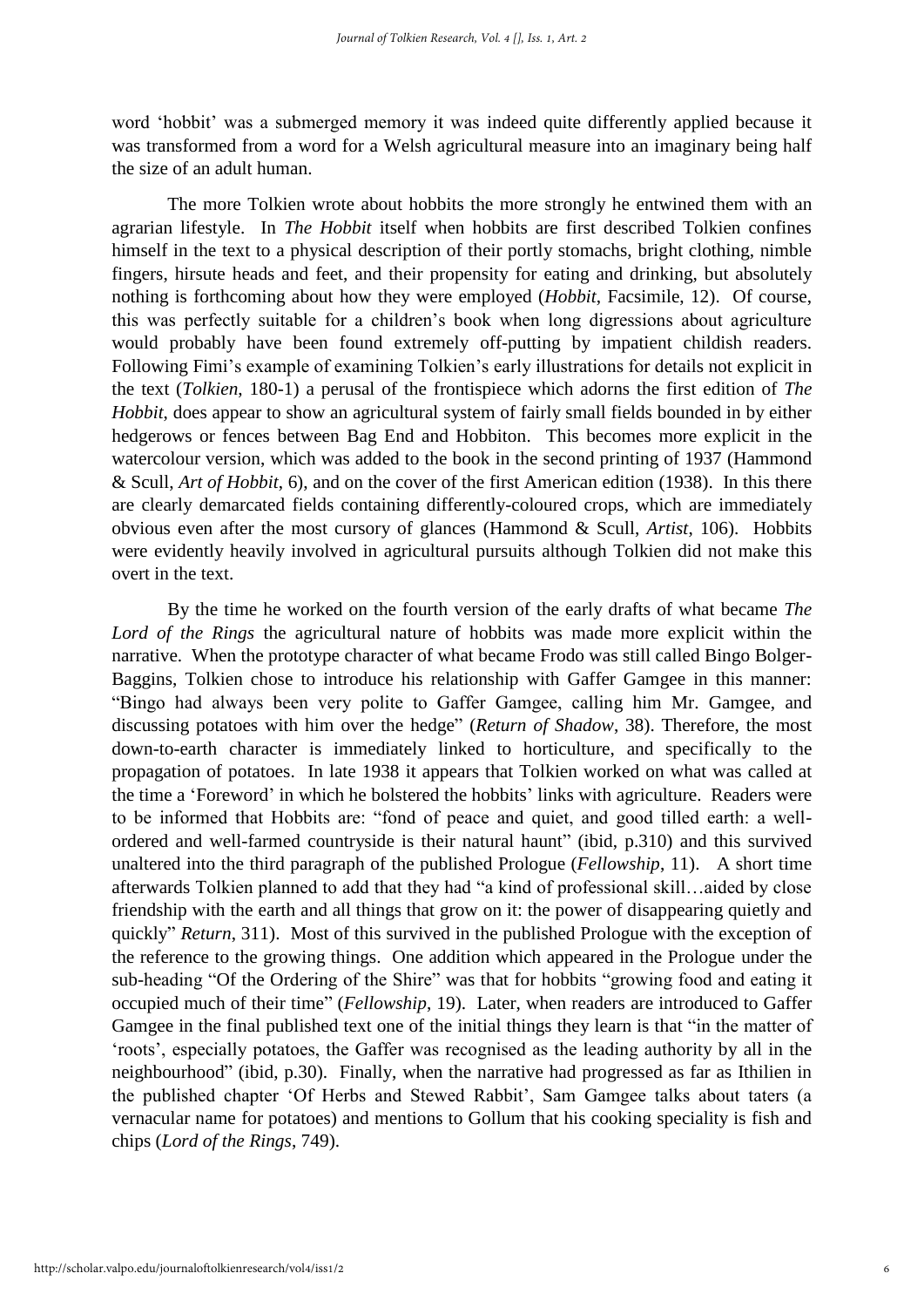word 'hobbit' was a submerged memory it was indeed quite differently applied because it was transformed from a word for a Welsh agricultural measure into an imaginary being half the size of an adult human.

The more Tolkien wrote about hobbits the more strongly he entwined them with an agrarian lifestyle. In *The Hobbit* itself when hobbits are first described Tolkien confines himself in the text to a physical description of their portly stomachs, bright clothing, nimble fingers, hirsute heads and feet, and their propensity for eating and drinking, but absolutely nothing is forthcoming about how they were employed (*Hobbit*, Facsimile, 12). Of course, this was perfectly suitable for a children's book when long digressions about agriculture would probably have been found extremely off-putting by impatient childish readers. Following Fimi's example of examining Tolkien's early illustrations for details not explicit in the text (*Tolkien*, 180-1) a perusal of the frontispiece which adorns the first edition of *The Hobbit*, does appear to show an agricultural system of fairly small fields bounded in by either hedgerows or fences between Bag End and Hobbiton. This becomes more explicit in the watercolour version, which was added to the book in the second printing of 1937 (Hammond & Scull, *Art of Hobbit*, 6), and on the cover of the first American edition (1938). In this there are clearly demarcated fields containing differently-coloured crops, which are immediately obvious even after the most cursory of glances (Hammond & Scull, *Artist*, 106). Hobbits were evidently heavily involved in agricultural pursuits although Tolkien did not make this overt in the text.

By the time he worked on the fourth version of the early drafts of what became *The Lord of the Rings* the agricultural nature of hobbits was made more explicit within the narrative. When the prototype character of what became Frodo was still called Bingo Bolger-Baggins, Tolkien chose to introduce his relationship with Gaffer Gamgee in this manner: "Bingo had always been very polite to Gaffer Gamgee, calling him Mr. Gamgee, and discussing potatoes with him over the hedge" (*Return of Shadow*, 38). Therefore, the most down-to-earth character is immediately linked to horticulture, and specifically to the propagation of potatoes. In late 1938 it appears that Tolkien worked on what was called at the time a 'Foreword' in which he bolstered the hobbits' links with agriculture. Readers were to be informed that Hobbits are: "fond of peace and quiet, and good tilled earth: a well-ordered and well-farmed countryside is their natural haunt" (ibid, p.310) and this survived unaltered into the third paragraph of the published Prologue (*Fellowship*, 11). A short time afterwards Tolkien planned to add that they had "a kind of professional skill…aided by close friendship with the earth and all things that grow on it: the power of disappearing quietly and quickly" *Return*, 311). Most of this survived in the published Prologue with the exception of the reference to the growing things. One addition which appeared in the Prologue under the sub-heading "Of the Ordering of the Shire" was that for hobbits "growing food and eating it occupied much of their time" (*Fellowship*, 19). Later, when readers are introduced to Gaffer Gamgee in the final published text one of the initial things they learn is that "in the matter of 'roots', especially potatoes, the Gaffer was recognised as the leading authority by all in the neighbourhood" (ibid, p.30). Finally, when the narrative had progressed as far as Ithilien in the published chapter 'Of Herbs and Stewed Rabbit', Sam Gamgee talks about taters (a vernacular name for potatoes) and mentions to Gollum that his cooking speciality is fish and chips (*Lord of the Rings*, 749).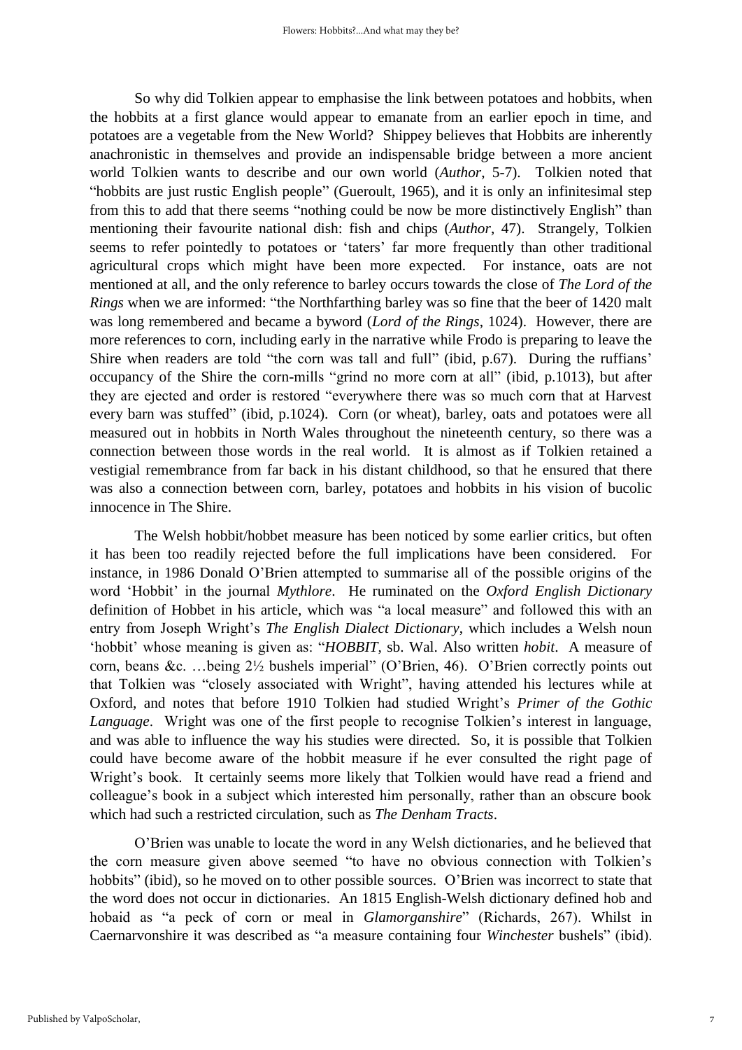So why did Tolkien appear to emphasise the link between potatoes and hobbits, when the hobbits at a first glance would appear to emanate from an earlier epoch in time, and potatoes are a vegetable from the New World? Shippey believes that Hobbits are inherently anachronistic in themselves and provide an indispensable bridge between a more ancient world Tolkien wants to describe and our own world (*Author*, 5-7). Tolkien noted that "hobbits are just rustic English people" (Gueroult, 1965), and it is only an infinitesimal step from this to add that there seems "nothing could be now be more distinctively English" than mentioning their favourite national dish: fish and chips (*Author*, 47). Strangely, Tolkien seems to refer pointedly to potatoes or 'taters' far more frequently than other traditional agricultural crops which might have been more expected. For instance, oats are not mentioned at all, and the only reference to barley occurs towards the close of *The Lord of the Rings* when we are informed: "the Northfarthing barley was so fine that the beer of 1420 malt was long remembered and became a byword (*Lord of the Rings*, 1024). However, there are more references to corn, including early in the narrative while Frodo is preparing to leave the Shire when readers are told "the corn was tall and full" (ibid, p.67). During the ruffians' occupancy of the Shire the corn-mills "grind no more corn at all" (ibid, p.1013), but after they are ejected and order is restored "everywhere there was so much corn that at Harvest every barn was stuffed" (ibid, p.1024). Corn (or wheat), barley, oats and potatoes were all measured out in hobbits in North Wales throughout the nineteenth century, so there was a connection between those words in the real world. It is almost as if Tolkien retained a vestigial remembrance from far back in his distant childhood, so that he ensured that there was also a connection between corn, barley, potatoes and hobbits in his vision of bucolic innocence in The Shire.

The Welsh hobbit/hobbet measure has been noticed by some earlier critics, but often it has been too readily rejected before the full implications have been considered. For instance, in 1986 Donald O'Brien attempted to summarise all of the possible origins of the word 'Hobbit' in the journal *Mythlore*. He ruminated on the *Oxford English Dictionary* definition of Hobbet in his article, which was "a local measure" and followed this with an entry from Joseph Wright's *The English Dialect Dictionary*, which includes a Welsh noun 'hobbit' whose meaning is given as: "*HOBBIT*, sb. Wal. Also written *hobit*. A measure of corn, beans &c. …being 2½ bushels imperial" (O'Brien, 46). O'Brien correctly points out that Tolkien was "closely associated with Wright", having attended his lectures while at Oxford, and notes that before 1910 Tolkien had studied Wright's *Primer of the Gothic Language*. Wright was one of the first people to recognise Tolkien's interest in language, and was able to influence the way his studies were directed. So, it is possible that Tolkien could have become aware of the hobbit measure if he ever consulted the right page of Wright's book. It certainly seems more likely that Tolkien would have read a friend and colleague's book in a subject which interested him personally, rather than an obscure book which had such a restricted circulation, such as *The Denham Tracts*.

O'Brien was unable to locate the word in any Welsh dictionaries, and he believed that the corn measure given above seemed "to have no obvious connection with Tolkien's hobbits" (ibid), so he moved on to other possible sources. O'Brien was incorrect to state that the word does not occur in dictionaries. An 1815 English-Welsh dictionary defined hob and hobaid as "a peck of corn or meal in *Glamorganshire*" (Richards, 267). Whilst in Caernarvonshire it was described as "a measure containing four *Winchester* bushels" (ibid).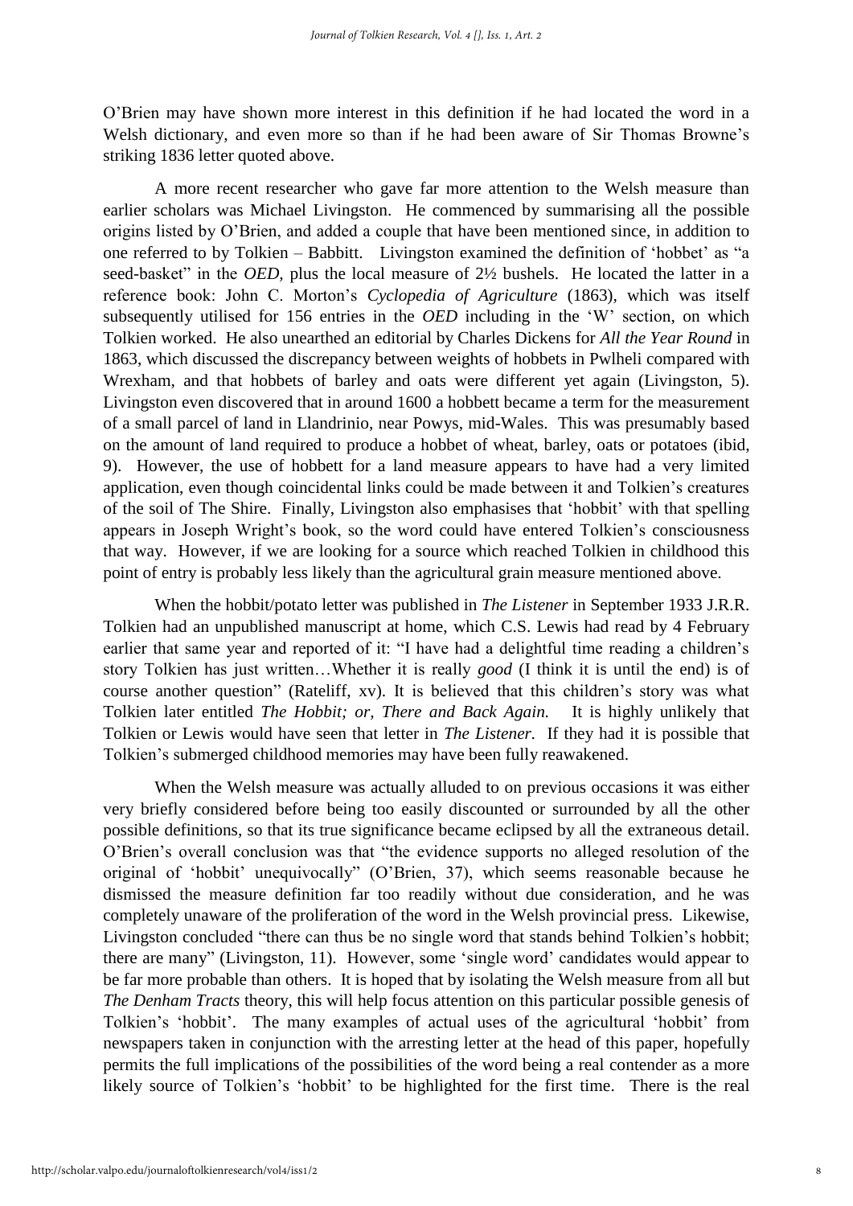O'Brien may have shown more interest in this definition if he had located the word in a Welsh dictionary, and even more so than if he had been aware of Sir Thomas Browne's striking 1836 letter quoted above.

A more recent researcher who gave far more attention to the Welsh measure than earlier scholars was Michael Livingston. He commenced by summarising all the possible origins listed by O'Brien, and added a couple that have been mentioned since, in addition to one referred to by Tolkien – Babbitt. Livingston examined the definition of 'hobbet' as "a seed-basket" in the *OED*, plus the local measure of 2½ bushels. He located the latter in a reference book: John C. Morton's *Cyclopedia of Agriculture* (1863), which was itself subsequently utilised for 156 entries in the *OED* including in the 'W' section, on which Tolkien worked. He also unearthed an editorial by Charles Dickens for *All the Year Round* in 1863, which discussed the discrepancy between weights of hobbets in Pwlheli compared with Wrexham, and that hobbets of barley and oats were different yet again (Livingston, 5). Livingston even discovered that in around 1600 a hobbett became a term for the measurement of a small parcel of land in Llandrinio, near Powys, mid-Wales. This was presumably based on the amount of land required to produce a hobbet of wheat, barley, oats or potatoes (ibid, 9). However, the use of hobbett for a land measure appears to have had a very limited application, even though coincidental links could be made between it and Tolkien's creatures of the soil of The Shire. Finally, Livingston also emphasises that 'hobbit' with that spelling appears in Joseph Wright's book, so the word could have entered Tolkien's consciousness that way. However, if we are looking for a source which reached Tolkien in childhood this point of entry is probably less likely than the agricultural grain measure mentioned above.

When the hobbit/potato letter was published in *The Listener* in September 1933 J.R.R. Tolkien had an unpublished manuscript at home, which C.S. Lewis had read by 4 February earlier that same year and reported of it: "I have had a delightful time reading a children's story Tolkien has just written…Whether it is really *good* (I think it is until the end) is of course another question" (Rateliff, xv). It is believed that this children's story was what Tolkien later entitled *The Hobbit; or, There and Back Again.* It is highly unlikely that Tolkien or Lewis would have seen that letter in *The Listener*. If they had it is possible that Tolkien's submerged childhood memories may have been fully reawakened.

When the Welsh measure was actually alluded to on previous occasions it was either very briefly considered before being too easily discounted or surrounded by all the other possible definitions, so that its true significance became eclipsed by all the extraneous detail. O'Brien's overall conclusion was that "the evidence supports no alleged resolution of the original of 'hobbit' unequivocally" (O'Brien, 37), which seems reasonable because he dismissed the measure definition far too readily without due consideration, and he was completely unaware of the proliferation of the word in the Welsh provincial press. Likewise, Livingston concluded "there can thus be no single word that stands behind Tolkien's hobbit; there are many" (Livingston, 11). However, some 'single word' candidates would appear to be far more probable than others. It is hoped that by isolating the Welsh measure from all but *The Denham Tracts* theory, this will help focus attention on this particular possible genesis of Tolkien's 'hobbit'. The many examples of actual uses of the agricultural 'hobbit' from newspapers taken in conjunction with the arresting letter at the head of this paper, hopefully permits the full implications of the possibilities of the word being a real contender as a more likely source of Tolkien's 'hobbit' to be highlighted for the first time. There is the real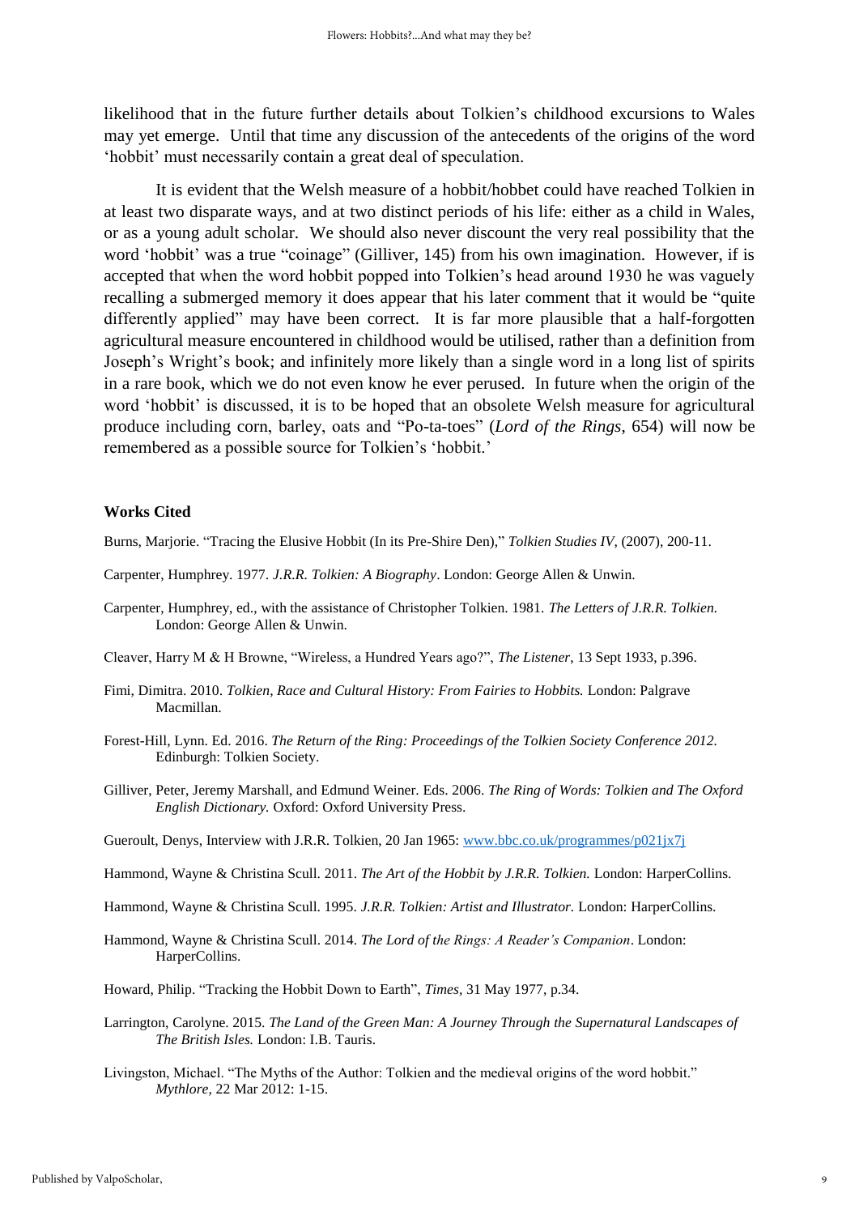likelihood that in the future further details about Tolkien's childhood excursions to Wales may yet emerge. Until that time any discussion of the antecedents of the origins of the word 'hobbit' must necessarily contain a great deal of speculation.

It is evident that the Welsh measure of a hobbit/hobbet could have reached Tolkien in at least two disparate ways, and at two distinct periods of his life: either as a child in Wales, or as a young adult scholar. We should also never discount the very real possibility that the word 'hobbit' was a true "coinage" (Gilliver, 145) from his own imagination. However, if is accepted that when the word hobbit popped into Tolkien's head around 1930 he was vaguely recalling a submerged memory it does appear that his later comment that it would be "quite differently applied" may have been correct. It is far more plausible that a half-forgotten agricultural measure encountered in childhood would be utilised, rather than a definition from Joseph's Wright's book; and infinitely more likely than a single word in a long list of spirits in a rare book, which we do not even know he ever perused. In future when the origin of the word 'hobbit' is discussed, it is to be hoped that an obsolete Welsh measure for agricultural produce including corn, barley, oats and "Po-ta-toes" (*Lord of the Rings*, 654) will now be remembered as a possible source for Tolkien's 'hobbit.'

### Works Cited

Burns, Marjorie. "Tracing the Elusive Hobbit (In its Pre-Shire Den)," *Tolkien Studies IV*, (2007), 200-11.

Carpenter, Humphrey. 1977. *J.R.R. Tolkien: A Biography*. London: George Allen & Unwin.

Carpenter, Humphrey, ed., with the assistance of Christopher Tolkien. 1981. *The Letters of J.R.R. Tolkien.* London: George Allen & Unwin.

Cleaver, Harry M & H Browne, "Wireless, a Hundred Years ago?", *The Listener*, 13 Sept 1933, p.396.

Fimi, Dimitra. 2010. *Tolkien, Race and Cultural History: From Fairies to Hobbits.* London: Palgrave Macmillan.

Forest-Hill, Lynn. Ed. 2016. *The Return of the Ring: Proceedings of the Tolkien Society Conference 2012.* Edinburgh: Tolkien Society.

Gilliver, Peter, Jeremy Marshall, and Edmund Weiner. Eds. 2006. *The Ring of Words: Tolkien and The Oxford English Dictionary.* Oxford: Oxford University Press.

Gueroult, Denys, Interview with J.R.R. Tolkien, 20 Jan 1965: www.bbc.co.uk/programmes/p021jx7j

Hammond, Wayne & Christina Scull. 2011. *The Art of the Hobbit by J.R.R. Tolkien.* London: HarperCollins.

Hammond, Wayne & Christina Scull. 1995. *J.R.R. Tolkien: Artist and Illustrator.* London: HarperCollins.

Hammond, Wayne & Christina Scull. 2014. *The Lord of the Rings: A Reader's Companion*. London: HarperCollins.

Howard, Philip. "Tracking the Hobbit Down to Earth", *Times*, 31 May 1977, p.34.

Larrington, Carolyne. 2015. *The Land of the Green Man: A Journey Through the Supernatural Landscapes of The British Isles.* London: I.B. Tauris.

Livingston, Michael. "The Myths of the Author: Tolkien and the medieval origins of the word hobbit." *Mythlore,* 22 Mar 2012: 1-15.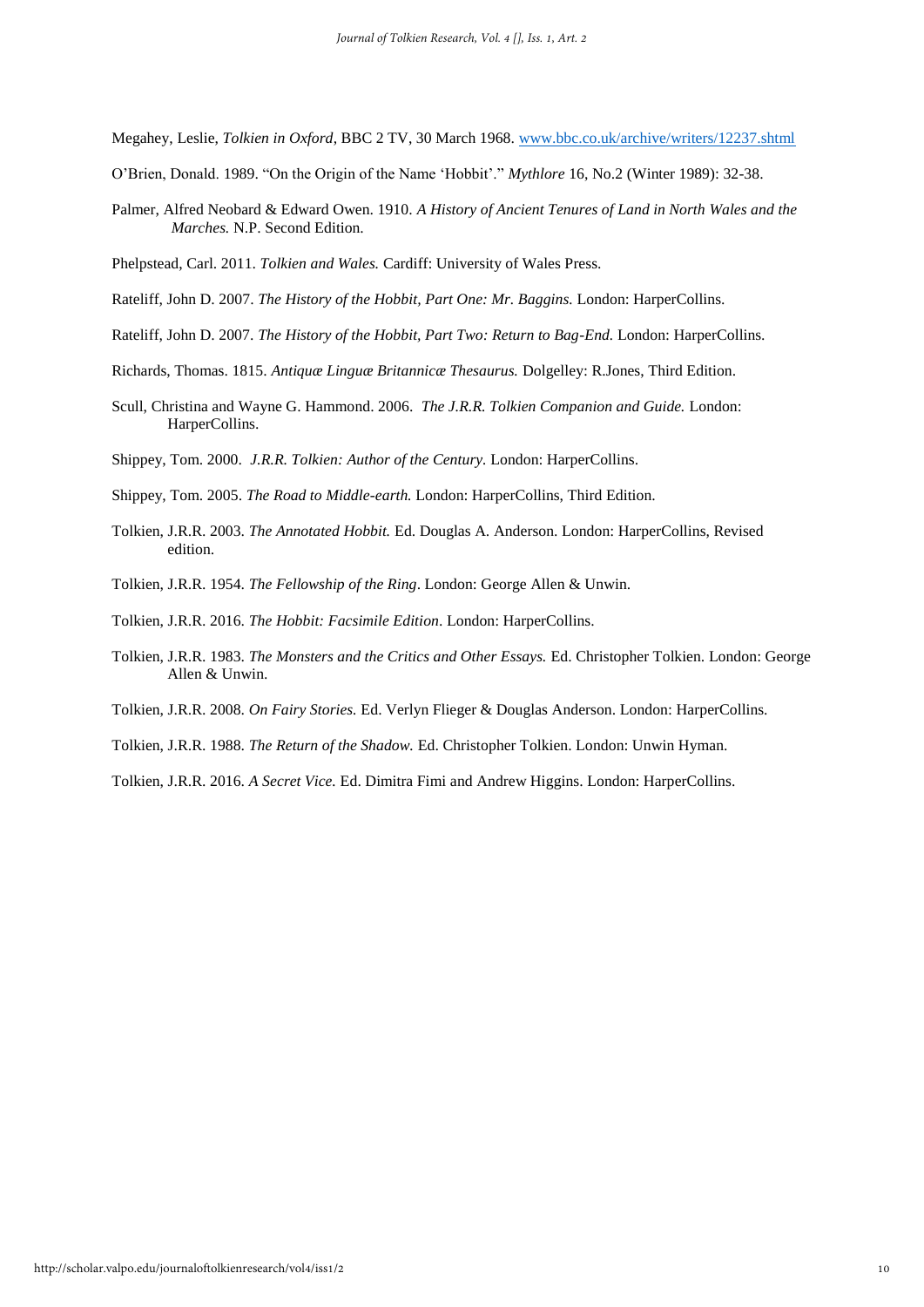Megahey, Leslie, *Tolkien in Oxford*, BBC 2 TV, 30 March 1968. www.bbc.co.uk/archive/writers/12237.shtml

O'Brien, Donald. 1989. "On the Origin of the Name 'Hobbit'." *Mythlore* 16, No.2 (Winter 1989): 32-38.

Palmer, Alfred Neobard & Edward Owen. 1910. *A History of Ancient Tenures of Land in North Wales and the Marches.* N.P. Second Edition.

Phelpstead, Carl. 2011. *Tolkien and Wales.* Cardiff: University of Wales Press.

Rateliff, John D. 2007. *The History of the Hobbit, Part One: Mr. Baggins.* London: HarperCollins.

Rateliff, John D. 2007. *The History of the Hobbit, Part Two: Return to Bag-End.* London: HarperCollins.

Richards, Thomas. 1815. *Antiquæ Linguæ Britannicæ Thesaurus.* Dolgelley: R.Jones, Third Edition.

Scull, Christina and Wayne G. Hammond. 2006. *The J.R.R. Tolkien Companion and Guide.* London: HarperCollins.

Shippey, Tom. 2000. *J.R.R. Tolkien: Author of the Century.* London: HarperCollins.

Shippey, Tom. 2005. *The Road to Middle-earth.* London: HarperCollins, Third Edition.

Tolkien, J.R.R. 2003. *The Annotated Hobbit.* Ed. Douglas A. Anderson. London: HarperCollins, Revised edition.

Tolkien, J.R.R. 1954. *The Fellowship of the Ring*. London: George Allen & Unwin.

Tolkien, J.R.R. 2016. *The Hobbit: Facsimile Edition*. London: HarperCollins.

Tolkien, J.R.R. 1983. *The Monsters and the Critics and Other Essays.* Ed. Christopher Tolkien. London: George Allen & Unwin.

Tolkien, J.R.R. 2008. *On Fairy Stories.* Ed. Verlyn Flieger & Douglas Anderson. London: HarperCollins.

Tolkien, J.R.R. 1988. *The Return of the Shadow.* Ed. Christopher Tolkien. London: Unwin Hyman.

Tolkien, J.R.R. 2016. *A Secret Vice.* Ed. Dimitra Fimi and Andrew Higgins. London: HarperCollins.